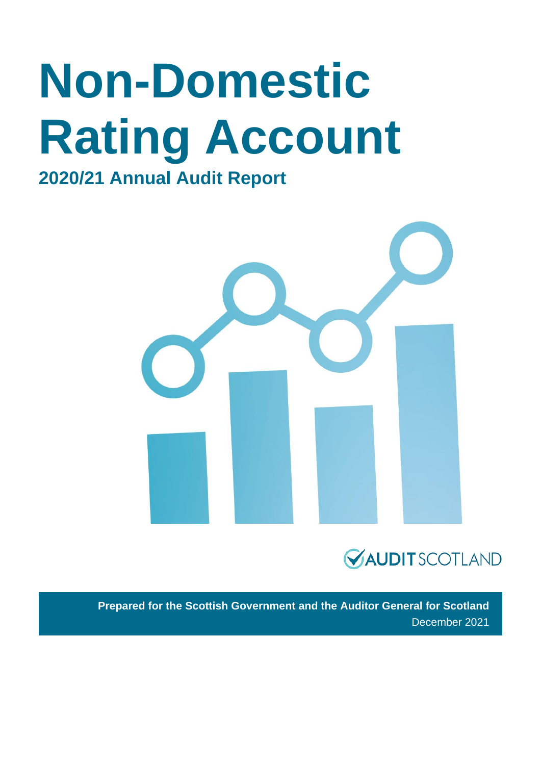# Non-Domestic Rating Account

## 2020/21 Annual Audit Report

AUDIT SCOTLAND

**Prepared for the Scottish Government and the Auditor General for Scotland**

December 2021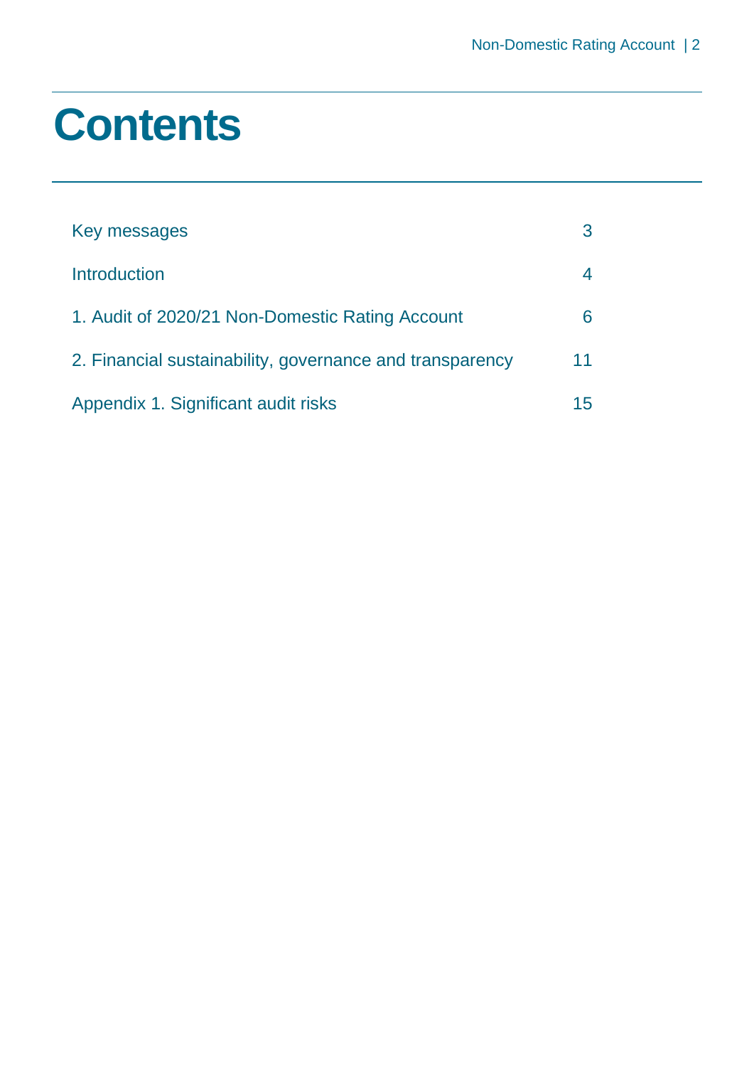# Contents

| | |
|---|---|
| Key messages | 3 |
| Introduction | 4 |
| 1. Audit of 2020/21 Non-Domestic Rating Account | 6 |
| 2. Financial sustainability, governance and transparency | 11 |
| Appendix 1. Significant audit risks | 15 |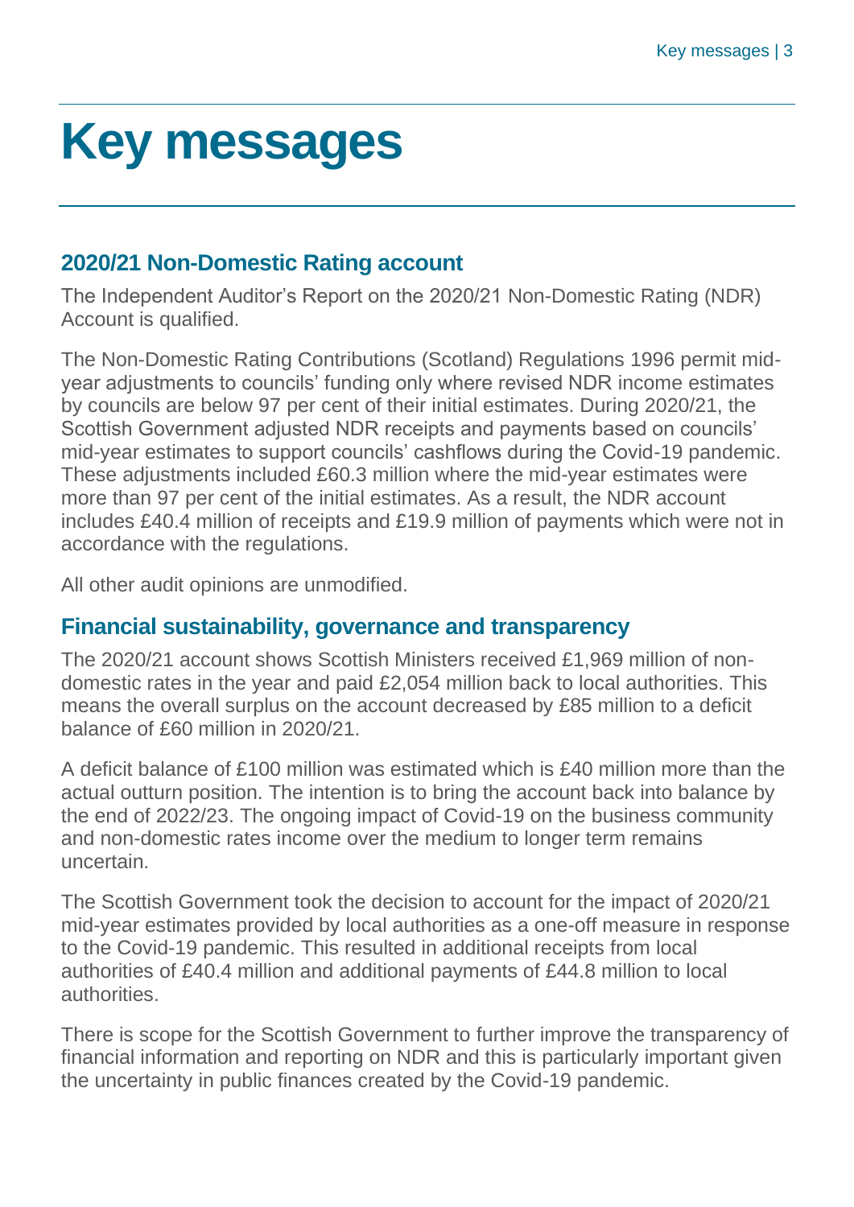# Key messages

## 2020/21 Non-Domestic Rating account

The Independent Auditor's Report on the 2020/21 Non-Domestic Rating (NDR) Account is qualified.

The Non-Domestic Rating Contributions (Scotland) Regulations 1996 permit mid-year adjustments to councils' funding only where revised NDR income estimates by councils are below 97 per cent of their initial estimates. During 2020/21, the Scottish Government adjusted NDR receipts and payments based on councils' mid-year estimates to support councils' cashflows during the Covid-19 pandemic. These adjustments included £60.3 million where the mid-year estimates were more than 97 per cent of the initial estimates. As a result, the NDR account includes £40.4 million of receipts and £19.9 million of payments which were not in accordance with the regulations.

All other audit opinions are unmodified.

## Financial sustainability, governance and transparency

The 2020/21 account shows Scottish Ministers received £1,969 million of non-domestic rates in the year and paid £2,054 million back to local authorities. This means the overall surplus on the account decreased by £85 million to a deficit balance of £60 million in 2020/21.

A deficit balance of £100 million was estimated which is £40 million more than the actual outturn position. The intention is to bring the account back into balance by the end of 2022/23. The ongoing impact of Covid-19 on the business community and non-domestic rates income over the medium to longer term remains uncertain.

The Scottish Government took the decision to account for the impact of 2020/21 mid-year estimates provided by local authorities as a one-off measure in response to the Covid-19 pandemic. This resulted in additional receipts from local authorities of £40.4 million and additional payments of £44.8 million to local authorities.

There is scope for the Scottish Government to further improve the transparency of financial information and reporting on NDR and this is particularly important given the uncertainty in public finances created by the Covid-19 pandemic.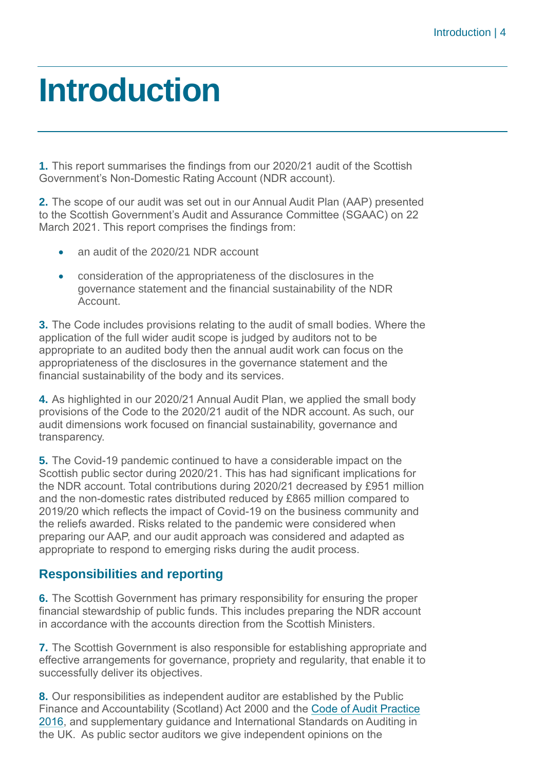# Introduction

**1.** This report summarises the findings from our 2020/21 audit of the Scottish Government's Non-Domestic Rating Account (NDR account).

**2.** The scope of our audit was set out in our Annual Audit Plan (AAP) presented to the Scottish Government's Audit and Assurance Committee (SGAAC) on 22 March 2021. This report comprises the findings from:

- an audit of the 2020/21 NDR account
- consideration of the appropriateness of the disclosures in the governance statement and the financial sustainability of the NDR Account.

**3.** The Code includes provisions relating to the audit of small bodies. Where the application of the full wider audit scope is judged by auditors not to be appropriate to an audited body then the annual audit work can focus on the appropriateness of the disclosures in the governance statement and the financial sustainability of the body and its services.

**4.** As highlighted in our 2020/21 Annual Audit Plan, we applied the small body provisions of the Code to the 2020/21 audit of the NDR account. As such, our audit dimensions work focused on financial sustainability, governance and transparency.

**5.** The Covid-19 pandemic continued to have a considerable impact on the Scottish public sector during 2020/21. This has had significant implications for the NDR account. Total contributions during 2020/21 decreased by £951 million and the non-domestic rates distributed reduced by £865 million compared to 2019/20 which reflects the impact of Covid-19 on the business community and the reliefs awarded. Risks related to the pandemic were considered when preparing our AAP, and our audit approach was considered and adapted as appropriate to respond to emerging risks during the audit process.

## Responsibilities and reporting

**6.** The Scottish Government has primary responsibility for ensuring the proper financial stewardship of public funds. This includes preparing the NDR account in accordance with the accounts direction from the Scottish Ministers.

**7.** The Scottish Government is also responsible for establishing appropriate and effective arrangements for governance, propriety and regularity, that enable it to successfully deliver its objectives.

**8.** Our responsibilities as independent auditor are established by the Public Finance and Accountability (Scotland) Act 2000 and the Code of Audit Practice 2016, and supplementary guidance and International Standards on Auditing in the UK. As public sector auditors we give independent opinions on the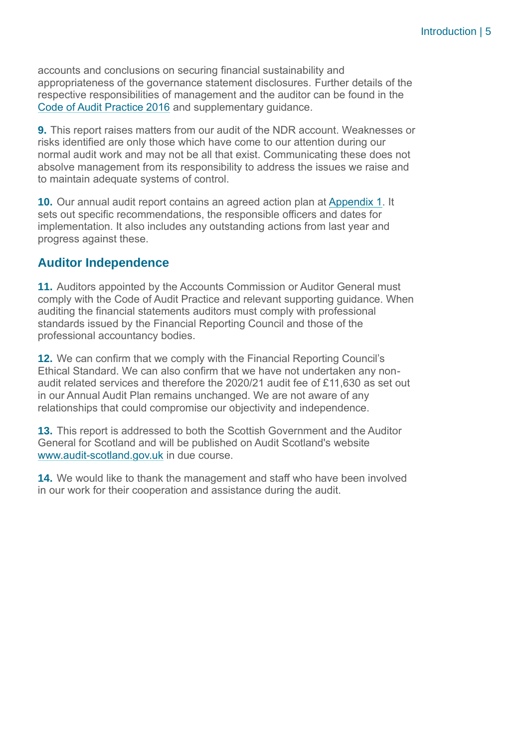accounts and conclusions on securing financial sustainability and appropriateness of the governance statement disclosures. Further details of the respective responsibilities of management and the auditor can be found in the Code of Audit Practice 2016 and supplementary guidance.

**9.** This report raises matters from our audit of the NDR account. Weaknesses or risks identified are only those which have come to our attention during our normal audit work and may not be all that exist. Communicating these does not absolve management from its responsibility to address the issues we raise and to maintain adequate systems of control.

**10.** Our annual audit report contains an agreed action plan at Appendix 1. It sets out specific recommendations, the responsible officers and dates for implementation. It also includes any outstanding actions from last year and progress against these.

## Auditor Independence

**11.** Auditors appointed by the Accounts Commission or Auditor General must comply with the Code of Audit Practice and relevant supporting guidance. When auditing the financial statements auditors must comply with professional standards issued by the Financial Reporting Council and those of the professional accountancy bodies.

**12.** We can confirm that we comply with the Financial Reporting Council's Ethical Standard. We can also confirm that we have not undertaken any non-audit related services and therefore the 2020/21 audit fee of £11,630 as set out in our Annual Audit Plan remains unchanged. We are not aware of any relationships that could compromise our objectivity and independence.

**13.** This report is addressed to both the Scottish Government and the Auditor General for Scotland and will be published on Audit Scotland's website www.audit-scotland.gov.uk in due course.

**14.** We would like to thank the management and staff who have been involved in our work for their cooperation and assistance during the audit.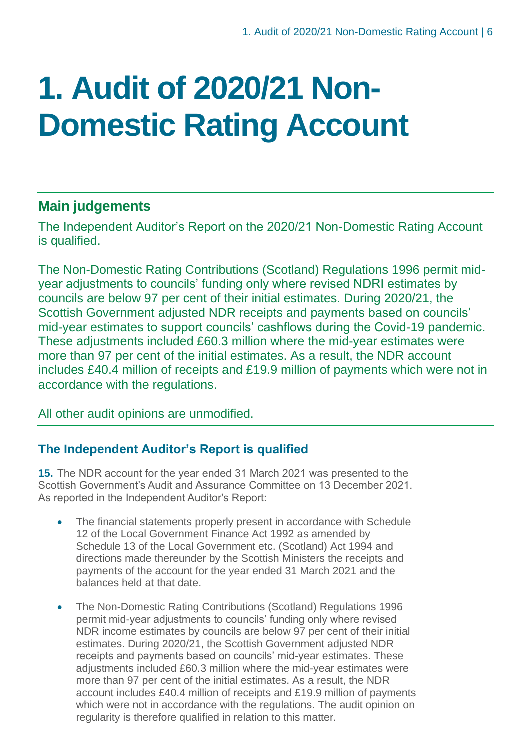# 1. Audit of 2020/21 Non-Domestic Rating Account

## Main judgements

The Independent Auditor's Report on the 2020/21 Non-Domestic Rating Account is qualified.

The Non-Domestic Rating Contributions (Scotland) Regulations 1996 permit mid-year adjustments to councils' funding only where revised NDRI estimates by councils are below 97 per cent of their initial estimates. During 2020/21, the Scottish Government adjusted NDR receipts and payments based on councils' mid-year estimates to support councils' cashflows during the Covid-19 pandemic. These adjustments included £60.3 million where the mid-year estimates were more than 97 per cent of the initial estimates. As a result, the NDR account includes £40.4 million of receipts and £19.9 million of payments which were not in accordance with the regulations.

All other audit opinions are unmodified.

### The Independent Auditor's Report is qualified

**15.** The NDR account for the year ended 31 March 2021 was presented to the Scottish Government's Audit and Assurance Committee on 13 December 2021. As reported in the Independent Auditor's Report:

- The financial statements properly present in accordance with Schedule 12 of the Local Government Finance Act 1992 as amended by Schedule 13 of the Local Government etc. (Scotland) Act 1994 and directions made thereunder by the Scottish Ministers the receipts and payments of the account for the year ended 31 March 2021 and the balances held at that date.
- The Non-Domestic Rating Contributions (Scotland) Regulations 1996 permit mid-year adjustments to councils' funding only where revised NDR income estimates by councils are below 97 per cent of their initial estimates. During 2020/21, the Scottish Government adjusted NDR receipts and payments based on councils' mid-year estimates. These adjustments included £60.3 million where the mid-year estimates were more than 97 per cent of the initial estimates. As a result, the NDR account includes £40.4 million of receipts and £19.9 million of payments which were not in accordance with the regulations. The audit opinion on regularity is therefore qualified in relation to this matter.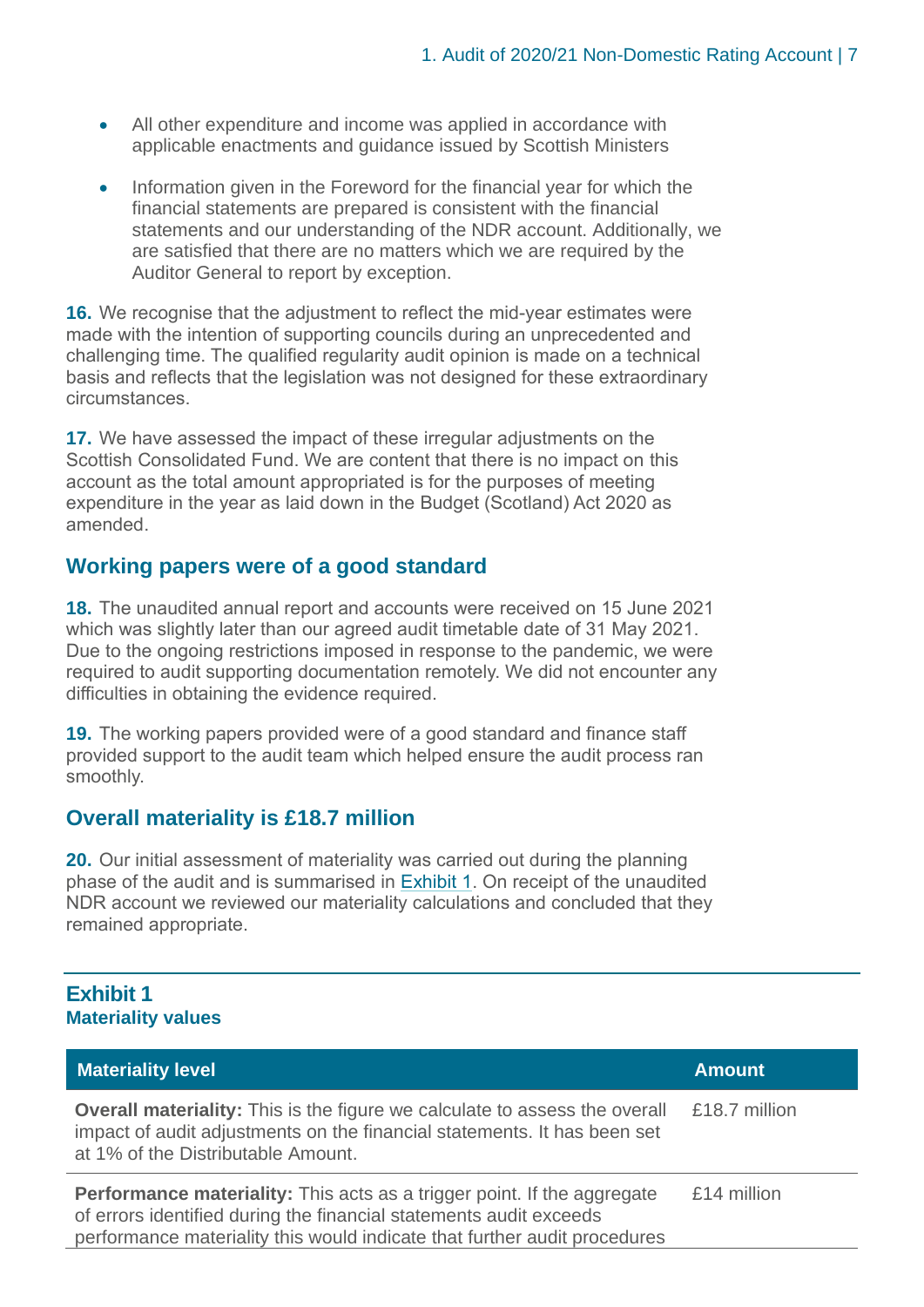- All other expenditure and income was applied in accordance with applicable enactments and guidance issued by Scottish Ministers
- Information given in the Foreword for the financial year for which the financial statements are prepared is consistent with the financial statements and our understanding of the NDR account. Additionally, we are satisfied that there are no matters which we are required by the Auditor General to report by exception.

**16.** We recognise that the adjustment to reflect the mid-year estimates were made with the intention of supporting councils during an unprecedented and challenging time. The qualified regularity audit opinion is made on a technical basis and reflects that the legislation was not designed for these extraordinary circumstances.

**17.** We have assessed the impact of these irregular adjustments on the Scottish Consolidated Fund. We are content that there is no impact on this account as the total amount appropriated is for the purposes of meeting expenditure in the year as laid down in the Budget (Scotland) Act 2020 as amended.

## Working papers were of a good standard

**18.** The unaudited annual report and accounts were received on 15 June 2021 which was slightly later than our agreed audit timetable date of 31 May 2021. Due to the ongoing restrictions imposed in response to the pandemic, we were required to audit supporting documentation remotely. We did not encounter any difficulties in obtaining the evidence required.

**19.** The working papers provided were of a good standard and finance staff provided support to the audit team which helped ensure the audit process ran smoothly.

## Overall materiality is £18.7 million

**20.** Our initial assessment of materiality was carried out during the planning phase of the audit and is summarised in Exhibit 1. On receipt of the unaudited NDR account we reviewed our materiality calculations and concluded that they remained appropriate.

**Exhibit 1**
**Materiality values**

| Materiality level | Amount |
|---|---|
| **Overall materiality:** This is the figure we calculate to assess the overall impact of audit adjustments on the financial statements. It has been set at 1% of the Distributable Amount. | £18.7 million |
| **Performance materiality:** This acts as a trigger point. If the aggregate of errors identified during the financial statements audit exceeds performance materiality this would indicate that further audit procedures | £14 million |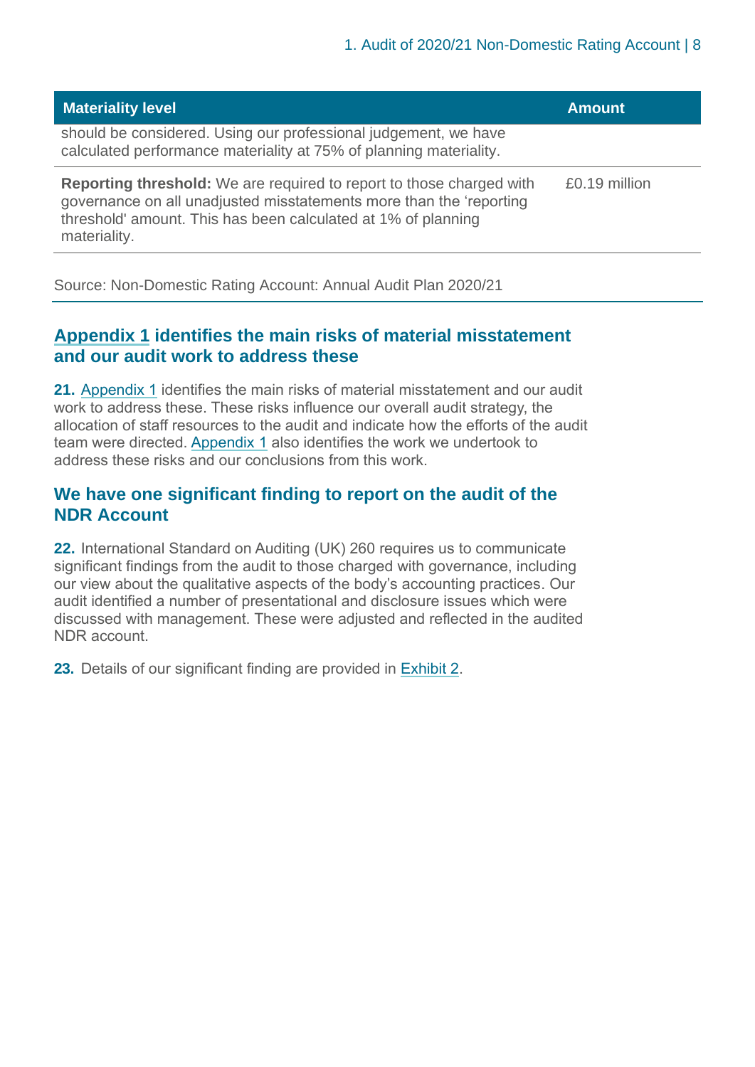| Materiality level | Amount |
| --- | --- |
| should be considered. Using our professional judgement, we have calculated performance materiality at 75% of planning materiality. | |
| **Reporting threshold:** We are required to report to those charged with governance on all unadjusted misstatements more than the 'reporting threshold' amount. This has been calculated at 1% of planning materiality. | £0.19 million |

Source: Non-Domestic Rating Account: Annual Audit Plan 2020/21

## Appendix 1 identifies the main risks of material misstatement and our audit work to address these

**21.** Appendix 1 identifies the main risks of material misstatement and our audit work to address these. These risks influence our overall audit strategy, the allocation of staff resources to the audit and indicate how the efforts of the audit team were directed. Appendix 1 also identifies the work we undertook to address these risks and our conclusions from this work.

## We have one significant finding to report on the audit of the NDR Account

**22.** International Standard on Auditing (UK) 260 requires us to communicate significant findings from the audit to those charged with governance, including our view about the qualitative aspects of the body's accounting practices. Our audit identified a number of presentational and disclosure issues which were discussed with management. These were adjusted and reflected in the audited NDR account.

**23.** Details of our significant finding are provided in Exhibit 2.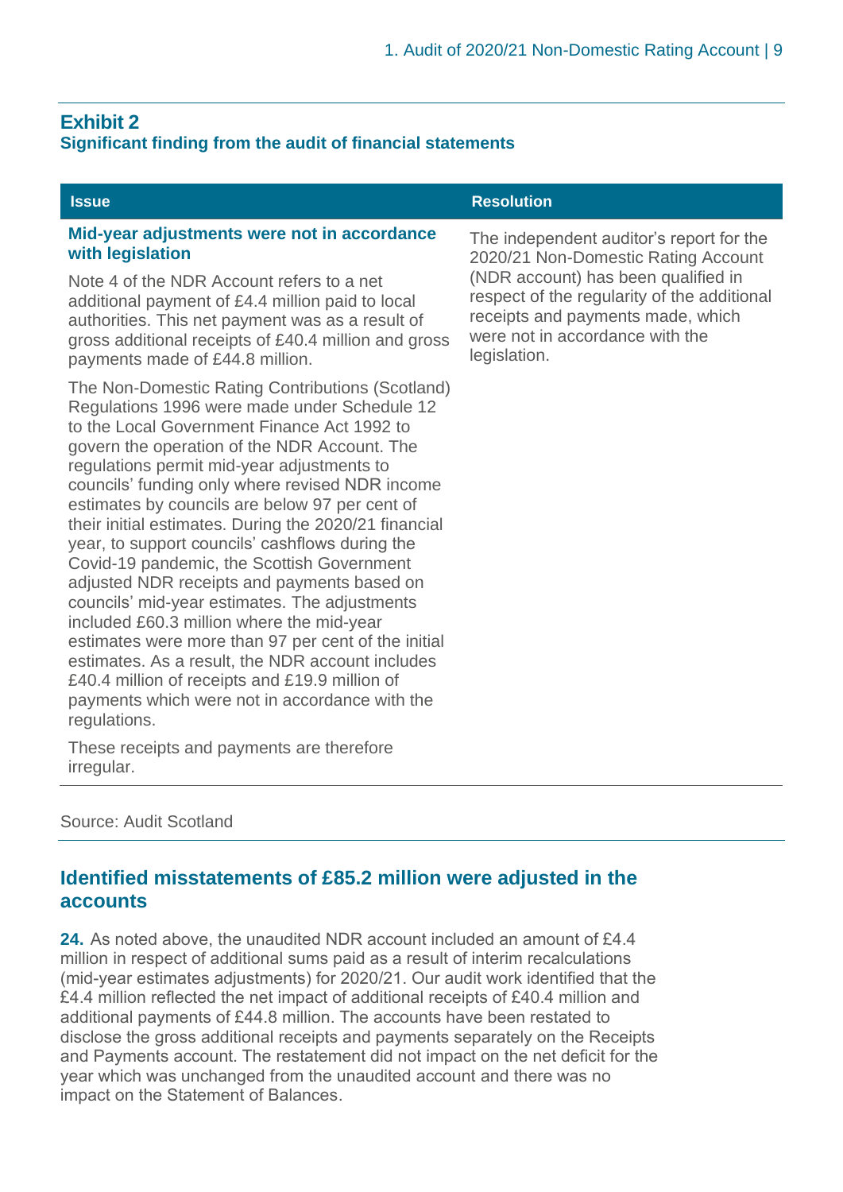## Exhibit 2

**Significant finding from the audit of financial statements**

| Issue | Resolution |
| --- | --- |
| **Mid-year adjustments were not in accordance with legislation**<br><br>Note 4 of the NDR Account refers to a net additional payment of £4.4 million paid to local authorities. This net payment was as a result of gross additional receipts of £40.4 million and gross payments made of £44.8 million.<br><br>The Non-Domestic Rating Contributions (Scotland) Regulations 1996 were made under Schedule 12 to the Local Government Finance Act 1992 to govern the operation of the NDR Account. The regulations permit mid-year adjustments to councils' funding only where revised NDR income estimates by councils are below 97 per cent of their initial estimates. During the 2020/21 financial year, to support councils' cashflows during the Covid-19 pandemic, the Scottish Government adjusted NDR receipts and payments based on councils' mid-year estimates. The adjustments included £60.3 million where the mid-year estimates were more than 97 per cent of the initial estimates. As a result, the NDR account includes £40.4 million of receipts and £19.9 million of payments which were not in accordance with the regulations.<br><br>These receipts and payments are therefore irregular. | The independent auditor's report for the 2020/21 Non-Domestic Rating Account (NDR account) has been qualified in respect of the regularity of the additional receipts and payments made, which were not in accordance with the legislation. |

Source: Audit Scotland

## Identified misstatements of £85.2 million were adjusted in the accounts

**24.** As noted above, the unaudited NDR account included an amount of £4.4 million in respect of additional sums paid as a result of interim recalculations (mid-year estimates adjustments) for 2020/21. Our audit work identified that the £4.4 million reflected the net impact of additional receipts of £40.4 million and additional payments of £44.8 million. The accounts have been restated to disclose the gross additional receipts and payments separately on the Receipts and Payments account. The restatement did not impact on the net deficit for the year which was unchanged from the unaudited account and there was no impact on the Statement of Balances.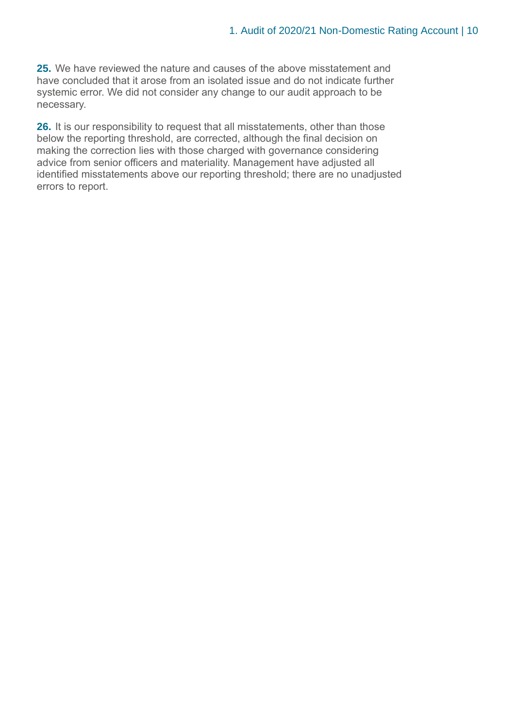**25.** We have reviewed the nature and causes of the above misstatement and have concluded that it arose from an isolated issue and do not indicate further systemic error. We did not consider any change to our audit approach to be necessary.

**26.** It is our responsibility to request that all misstatements, other than those below the reporting threshold, are corrected, although the final decision on making the correction lies with those charged with governance considering advice from senior officers and materiality. Management have adjusted all identified misstatements above our reporting threshold; there are no unadjusted errors to report.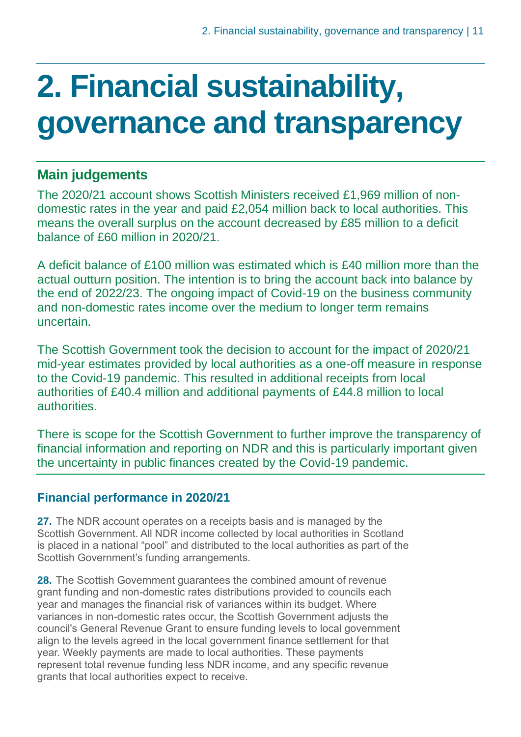# 2. Financial sustainability, governance and transparency

## Main judgements

The 2020/21 account shows Scottish Ministers received £1,969 million of non-domestic rates in the year and paid £2,054 million back to local authorities. This means the overall surplus on the account decreased by £85 million to a deficit balance of £60 million in 2020/21.

A deficit balance of £100 million was estimated which is £40 million more than the actual outturn position. The intention is to bring the account back into balance by the end of 2022/23. The ongoing impact of Covid-19 on the business community and non-domestic rates income over the medium to longer term remains uncertain.

The Scottish Government took the decision to account for the impact of 2020/21 mid-year estimates provided by local authorities as a one-off measure in response to the Covid-19 pandemic. This resulted in additional receipts from local authorities of £40.4 million and additional payments of £44.8 million to local authorities.

There is scope for the Scottish Government to further improve the transparency of financial information and reporting on NDR and this is particularly important given the uncertainty in public finances created by the Covid-19 pandemic.

### Financial performance in 2020/21

**27.** The NDR account operates on a receipts basis and is managed by the Scottish Government. All NDR income collected by local authorities in Scotland is placed in a national "pool" and distributed to the local authorities as part of the Scottish Government's funding arrangements.

**28.** The Scottish Government guarantees the combined amount of revenue grant funding and non-domestic rates distributions provided to councils each year and manages the financial risk of variances within its budget. Where variances in non-domestic rates occur, the Scottish Government adjusts the council's General Revenue Grant to ensure funding levels to local government align to the levels agreed in the local government finance settlement for that year. Weekly payments are made to local authorities. These payments represent total revenue funding less NDR income, and any specific revenue grants that local authorities expect to receive.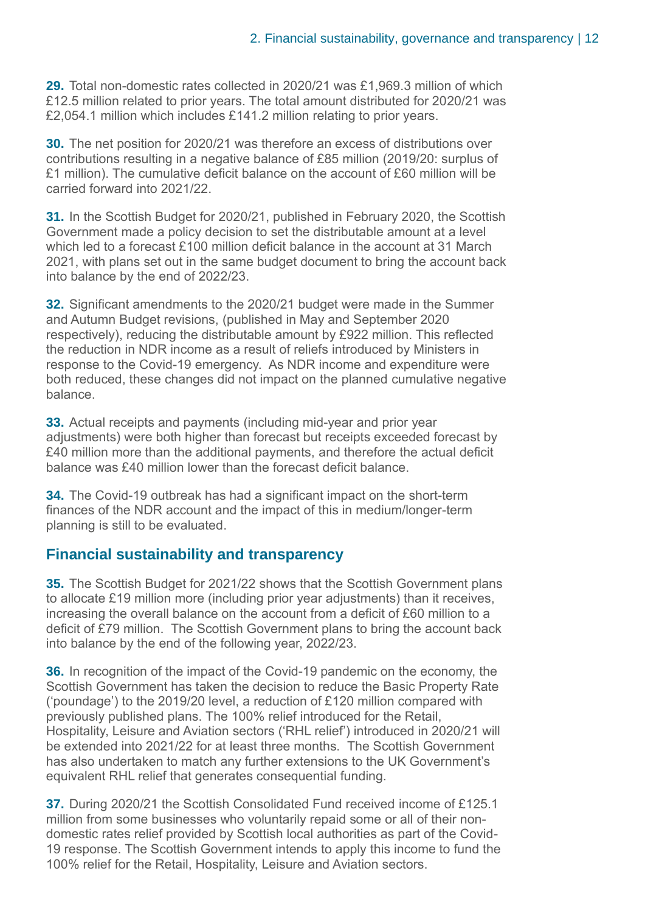**29.** Total non-domestic rates collected in 2020/21 was £1,969.3 million of which £12.5 million related to prior years. The total amount distributed for 2020/21 was £2,054.1 million which includes £141.2 million relating to prior years.

**30.** The net position for 2020/21 was therefore an excess of distributions over contributions resulting in a negative balance of £85 million (2019/20: surplus of £1 million). The cumulative deficit balance on the account of £60 million will be carried forward into 2021/22.

**31.** In the Scottish Budget for 2020/21, published in February 2020, the Scottish Government made a policy decision to set the distributable amount at a level which led to a forecast £100 million deficit balance in the account at 31 March 2021, with plans set out in the same budget document to bring the account back into balance by the end of 2022/23.

**32.** Significant amendments to the 2020/21 budget were made in the Summer and Autumn Budget revisions, (published in May and September 2020 respectively), reducing the distributable amount by £922 million. This reflected the reduction in NDR income as a result of reliefs introduced by Ministers in response to the Covid-19 emergency. As NDR income and expenditure were both reduced, these changes did not impact on the planned cumulative negative balance.

**33.** Actual receipts and payments (including mid-year and prior year adjustments) were both higher than forecast but receipts exceeded forecast by £40 million more than the additional payments, and therefore the actual deficit balance was £40 million lower than the forecast deficit balance.

**34.** The Covid-19 outbreak has had a significant impact on the short-term finances of the NDR account and the impact of this in medium/longer-term planning is still to be evaluated.

## Financial sustainability and transparency

**35.** The Scottish Budget for 2021/22 shows that the Scottish Government plans to allocate £19 million more (including prior year adjustments) than it receives, increasing the overall balance on the account from a deficit of £60 million to a deficit of £79 million. The Scottish Government plans to bring the account back into balance by the end of the following year, 2022/23.

**36.** In recognition of the impact of the Covid-19 pandemic on the economy, the Scottish Government has taken the decision to reduce the Basic Property Rate ('poundage') to the 2019/20 level, a reduction of £120 million compared with previously published plans. The 100% relief introduced for the Retail, Hospitality, Leisure and Aviation sectors ('RHL relief') introduced in 2020/21 will be extended into 2021/22 for at least three months. The Scottish Government has also undertaken to match any further extensions to the UK Government's equivalent RHL relief that generates consequential funding.

**37.** During 2020/21 the Scottish Consolidated Fund received income of £125.1 million from some businesses who voluntarily repaid some or all of their non-domestic rates relief provided by Scottish local authorities as part of the Covid-19 response. The Scottish Government intends to apply this income to fund the 100% relief for the Retail, Hospitality, Leisure and Aviation sectors.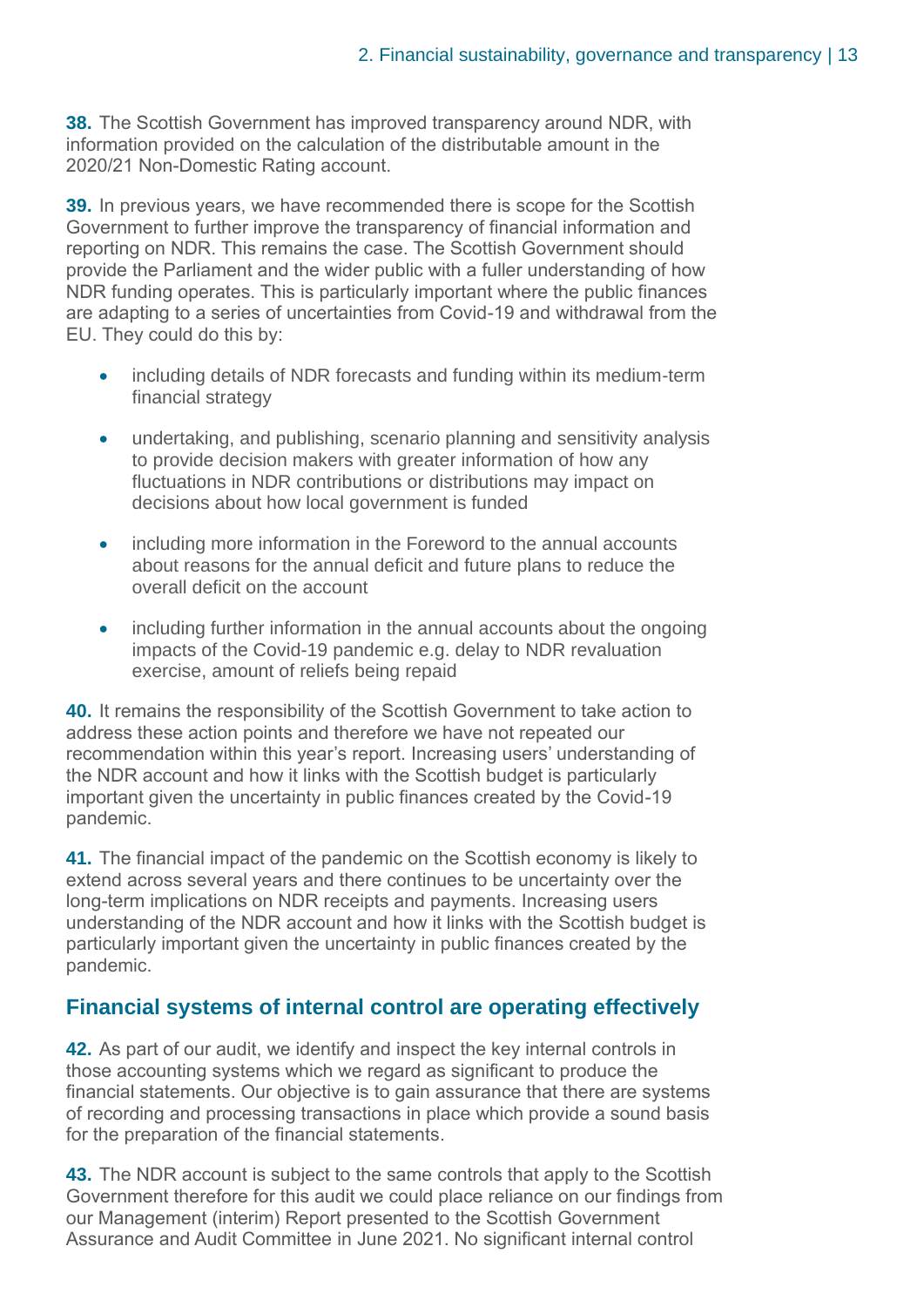**38.** The Scottish Government has improved transparency around NDR, with information provided on the calculation of the distributable amount in the 2020/21 Non-Domestic Rating account.

**39.** In previous years, we have recommended there is scope for the Scottish Government to further improve the transparency of financial information and reporting on NDR. This remains the case. The Scottish Government should provide the Parliament and the wider public with a fuller understanding of how NDR funding operates. This is particularly important where the public finances are adapting to a series of uncertainties from Covid-19 and withdrawal from the EU. They could do this by:

- including details of NDR forecasts and funding within its medium-term financial strategy
- undertaking, and publishing, scenario planning and sensitivity analysis to provide decision makers with greater information of how any fluctuations in NDR contributions or distributions may impact on decisions about how local government is funded
- including more information in the Foreword to the annual accounts about reasons for the annual deficit and future plans to reduce the overall deficit on the account
- including further information in the annual accounts about the ongoing impacts of the Covid-19 pandemic e.g. delay to NDR revaluation exercise, amount of reliefs being repaid

**40.** It remains the responsibility of the Scottish Government to take action to address these action points and therefore we have not repeated our recommendation within this year's report. Increasing users' understanding of the NDR account and how it links with the Scottish budget is particularly important given the uncertainty in public finances created by the Covid-19 pandemic.

**41.** The financial impact of the pandemic on the Scottish economy is likely to extend across several years and there continues to be uncertainty over the long-term implications on NDR receipts and payments. Increasing users understanding of the NDR account and how it links with the Scottish budget is particularly important given the uncertainty in public finances created by the pandemic.

## Financial systems of internal control are operating effectively

**42.** As part of our audit, we identify and inspect the key internal controls in those accounting systems which we regard as significant to produce the financial statements. Our objective is to gain assurance that there are systems of recording and processing transactions in place which provide a sound basis for the preparation of the financial statements.

**43.** The NDR account is subject to the same controls that apply to the Scottish Government therefore for this audit we could place reliance on our findings from our Management (interim) Report presented to the Scottish Government Assurance and Audit Committee in June 2021. No significant internal control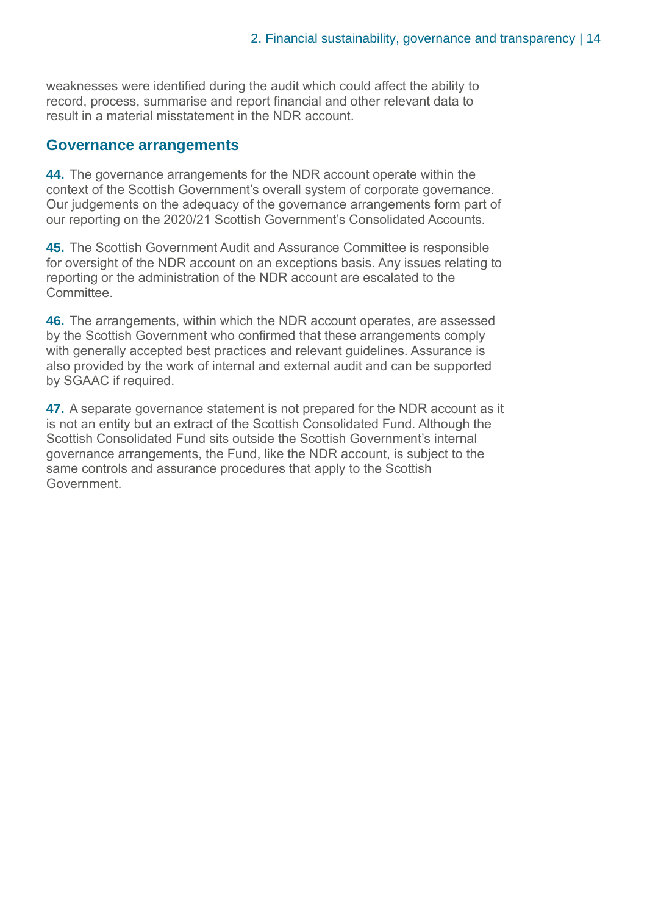weaknesses were identified during the audit which could affect the ability to record, process, summarise and report financial and other relevant data to result in a material misstatement in the NDR account.

## Governance arrangements

**44.** The governance arrangements for the NDR account operate within the context of the Scottish Government's overall system of corporate governance. Our judgements on the adequacy of the governance arrangements form part of our reporting on the 2020/21 Scottish Government's Consolidated Accounts.

**45.** The Scottish Government Audit and Assurance Committee is responsible for oversight of the NDR account on an exceptions basis. Any issues relating to reporting or the administration of the NDR account are escalated to the Committee.

**46.** The arrangements, within which the NDR account operates, are assessed by the Scottish Government who confirmed that these arrangements comply with generally accepted best practices and relevant guidelines. Assurance is also provided by the work of internal and external audit and can be supported by SGAAC if required.

**47.** A separate governance statement is not prepared for the NDR account as it is not an entity but an extract of the Scottish Consolidated Fund. Although the Scottish Consolidated Fund sits outside the Scottish Government's internal governance arrangements, the Fund, like the NDR account, is subject to the same controls and assurance procedures that apply to the Scottish Government.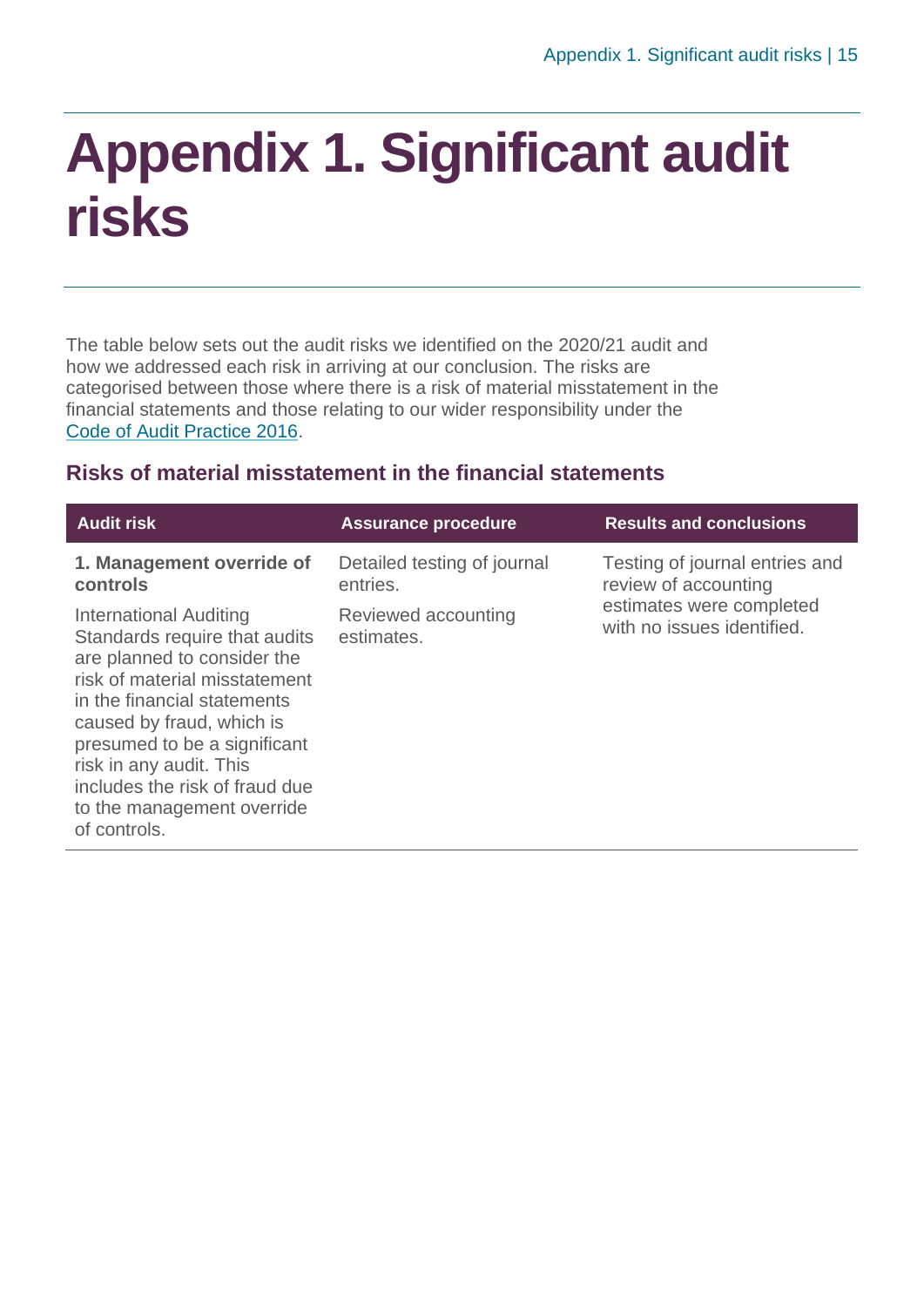# Appendix 1. Significant audit risks

The table below sets out the audit risks we identified on the 2020/21 audit and how we addressed each risk in arriving at our conclusion. The risks are categorised between those where there is a risk of material misstatement in the financial statements and those relating to our wider responsibility under the Code of Audit Practice 2016.

## Risks of material misstatement in the financial statements

| Audit risk | Assurance procedure | Results and conclusions |
|---|---|---|
| **1. Management override of controls**<br><br>International Auditing Standards require that audits are planned to consider the risk of material misstatement in the financial statements caused by fraud, which is presumed to be a significant risk in any audit. This includes the risk of fraud due to the management override of controls. | Detailed testing of journal entries.<br><br>Reviewed accounting estimates. | Testing of journal entries and review of accounting estimates were completed with no issues identified. |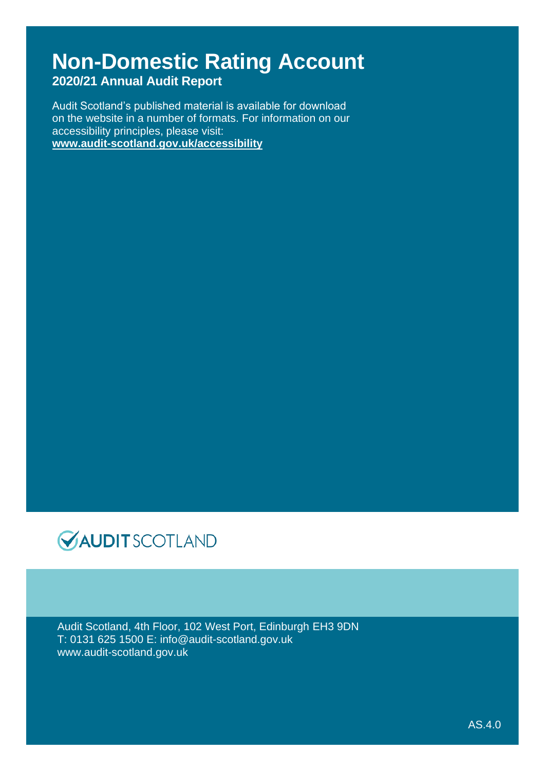# Non-Domestic Rating Account

**2020/21 Annual Audit Report**

Audit Scotland's published material is available for download on the website in a number of formats. For information on our accessibility principles, please visit:
**www.audit-scotland.gov.uk/accessibility**

AUDIT SCOTLAND

Audit Scotland, 4th Floor, 102 West Port, Edinburgh EH3 9DN
T: 0131 625 1500 E: info@audit-scotland.gov.uk
www.audit-scotland.gov.uk

AS.4.0